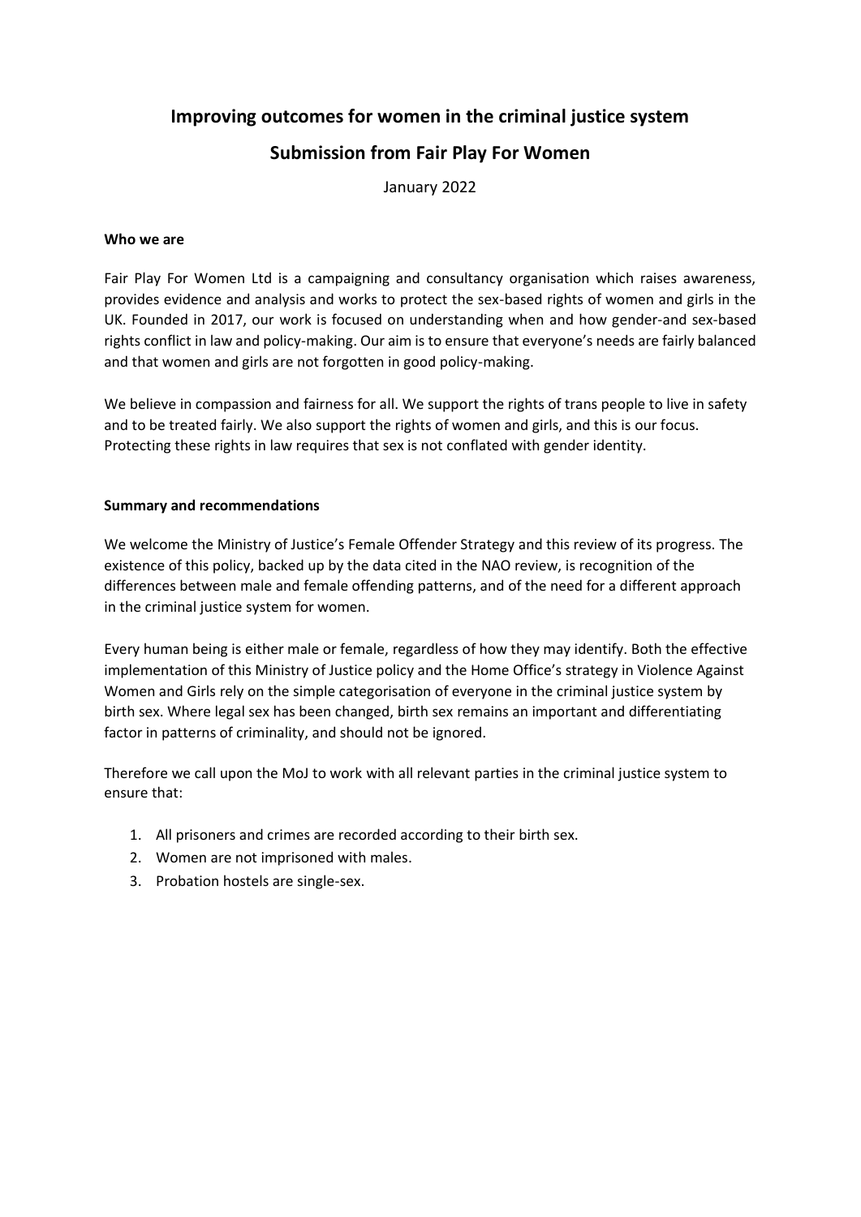# Improving outcomes for women in the criminal justice system

## Submission from Fair Play For Women

January 2022

**Who we are**

Fair Play For Women Ltd is a campaigning and consultancy organisation which raises awareness, provides evidence and analysis and works to protect the sex-based rights of women and girls in the UK. Founded in 2017, our work is focused on understanding when and how gender-and sex-based rights conflict in law and policy-making. Our aim is to ensure that everyone's needs are fairly balanced and that women and girls are not forgotten in good policy-making.

We believe in compassion and fairness for all. We support the rights of trans people to live in safety and to be treated fairly. We also support the rights of women and girls, and this is our focus. Protecting these rights in law requires that sex is not conflated with gender identity.

**Summary and recommendations**

We welcome the Ministry of Justice's Female Offender Strategy and this review of its progress. The existence of this policy, backed up by the data cited in the NAO review, is recognition of the differences between male and female offending patterns, and of the need for a different approach in the criminal justice system for women.

Every human being is either male or female, regardless of how they may identify. Both the effective implementation of this Ministry of Justice policy and the Home Office's strategy in Violence Against Women and Girls rely on the simple categorisation of everyone in the criminal justice system by birth sex. Where legal sex has been changed, birth sex remains an important and differentiating factor in patterns of criminality, and should not be ignored.

Therefore we call upon the MoJ to work with all relevant parties in the criminal justice system to ensure that:

1. All prisoners and crimes are recorded according to their birth sex.
2. Women are not imprisoned with males.
3. Probation hostels are single-sex.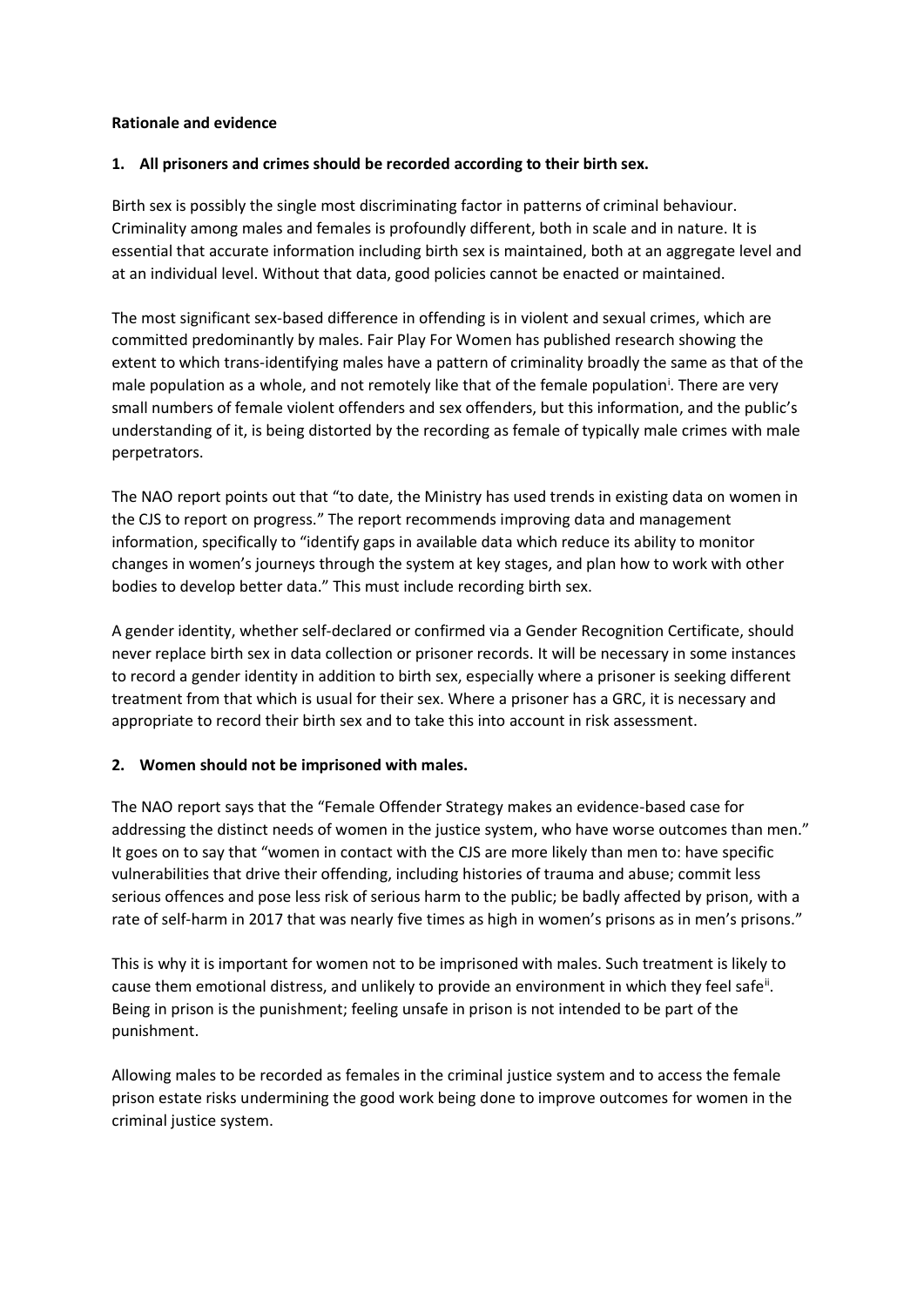**Rationale and evidence**

**1. All prisoners and crimes should be recorded according to their birth sex.**

Birth sex is possibly the single most discriminating factor in patterns of criminal behaviour. Criminality among males and females is profoundly different, both in scale and in nature. It is essential that accurate information including birth sex is maintained, both at an aggregate level and at an individual level. Without that data, good policies cannot be enacted or maintained.

The most significant sex-based difference in offending is in violent and sexual crimes, which are committed predominantly by males. Fair Play For Women has published research showing the extent to which trans-identifying males have a pattern of criminality broadly the same as that of the male population as a whole, and not remotely like that of the female population[i]. There are very small numbers of female violent offenders and sex offenders, but this information, and the public's understanding of it, is being distorted by the recording as female of typically male crimes with male perpetrators.

The NAO report points out that "to date, the Ministry has used trends in existing data on women in the CJS to report on progress." The report recommends improving data and management information, specifically to "identify gaps in available data which reduce its ability to monitor changes in women's journeys through the system at key stages, and plan how to work with other bodies to develop better data." This must include recording birth sex.

A gender identity, whether self-declared or confirmed via a Gender Recognition Certificate, should never replace birth sex in data collection or prisoner records. It will be necessary in some instances to record a gender identity in addition to birth sex, especially where a prisoner is seeking different treatment from that which is usual for their sex. Where a prisoner has a GRC, it is necessary and appropriate to record their birth sex and to take this into account in risk assessment.

**2. Women should not be imprisoned with males.**

The NAO report says that the "Female Offender Strategy makes an evidence-based case for addressing the distinct needs of women in the justice system, who have worse outcomes than men." It goes on to say that "women in contact with the CJS are more likely than men to: have specific vulnerabilities that drive their offending, including histories of trauma and abuse; commit less serious offences and pose less risk of serious harm to the public; be badly affected by prison, with a rate of self-harm in 2017 that was nearly five times as high in women's prisons as in men's prisons."

This is why it is important for women not to be imprisoned with males. Such treatment is likely to cause them emotional distress, and unlikely to provide an environment in which they feel safe[ii]. Being in prison is the punishment; feeling unsafe in prison is not intended to be part of the punishment.

Allowing males to be recorded as females in the criminal justice system and to access the female prison estate risks undermining the good work being done to improve outcomes for women in the criminal justice system.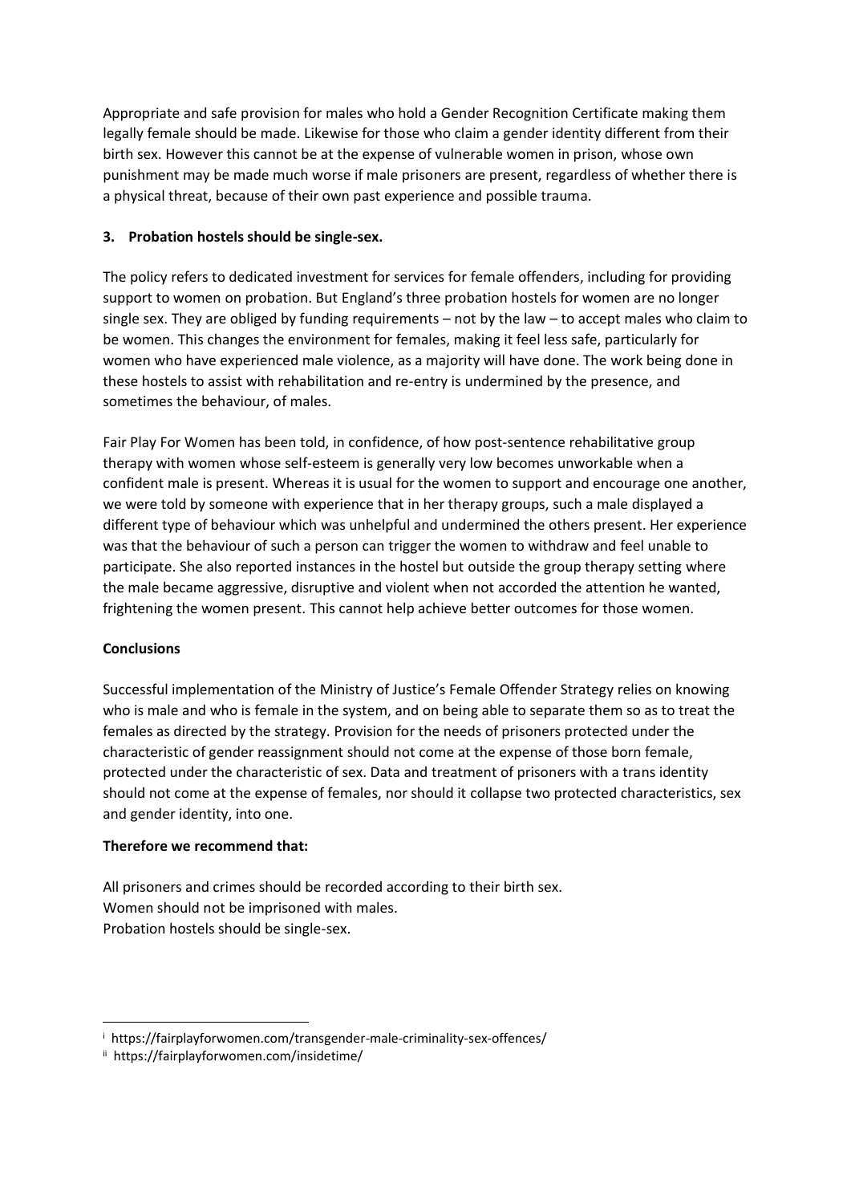Appropriate and safe provision for males who hold a Gender Recognition Certificate making them legally female should be made. Likewise for those who claim a gender identity different from their birth sex. However this cannot be at the expense of vulnerable women in prison, whose own punishment may be made much worse if male prisoners are present, regardless of whether there is a physical threat, because of their own past experience and possible trauma.

### 3. Probation hostels should be single-sex.

The policy refers to dedicated investment for services for female offenders, including for providing support to women on probation. But England's three probation hostels for women are no longer single sex. They are obliged by funding requirements – not by the law – to accept males who claim to be women. This changes the environment for females, making it feel less safe, particularly for women who have experienced male violence, as a majority will have done. The work being done in these hostels to assist with rehabilitation and re-entry is undermined by the presence, and sometimes the behaviour, of males.

Fair Play For Women has been told, in confidence, of how post-sentence rehabilitative group therapy with women whose self-esteem is generally very low becomes unworkable when a confident male is present. Whereas it is usual for the women to support and encourage one another, we were told by someone with experience that in her therapy groups, such a male displayed a different type of behaviour which was unhelpful and undermined the others present. Her experience was that the behaviour of such a person can trigger the women to withdraw and feel unable to participate. She also reported instances in the hostel but outside the group therapy setting where the male became aggressive, disruptive and violent when not accorded the attention he wanted, frightening the women present. This cannot help achieve better outcomes for those women.

### Conclusions

Successful implementation of the Ministry of Justice's Female Offender Strategy relies on knowing who is male and who is female in the system, and on being able to separate them so as to treat the females as directed by the strategy. Provision for the needs of prisoners protected under the characteristic of gender reassignment should not come at the expense of those born female, protected under the characteristic of sex. Data and treatment of prisoners with a trans identity should not come at the expense of females, nor should it collapse two protected characteristics, sex and gender identity, into one.

**Therefore we recommend that:**

All prisoners and crimes should be recorded according to their birth sex.
Women should not be imprisoned with males.
Probation hostels should be single-sex.

---

[i] https://fairplayforwomen.com/transgender-male-criminality-sex-offences/

[ii] https://fairplayforwomen.com/insidetime/